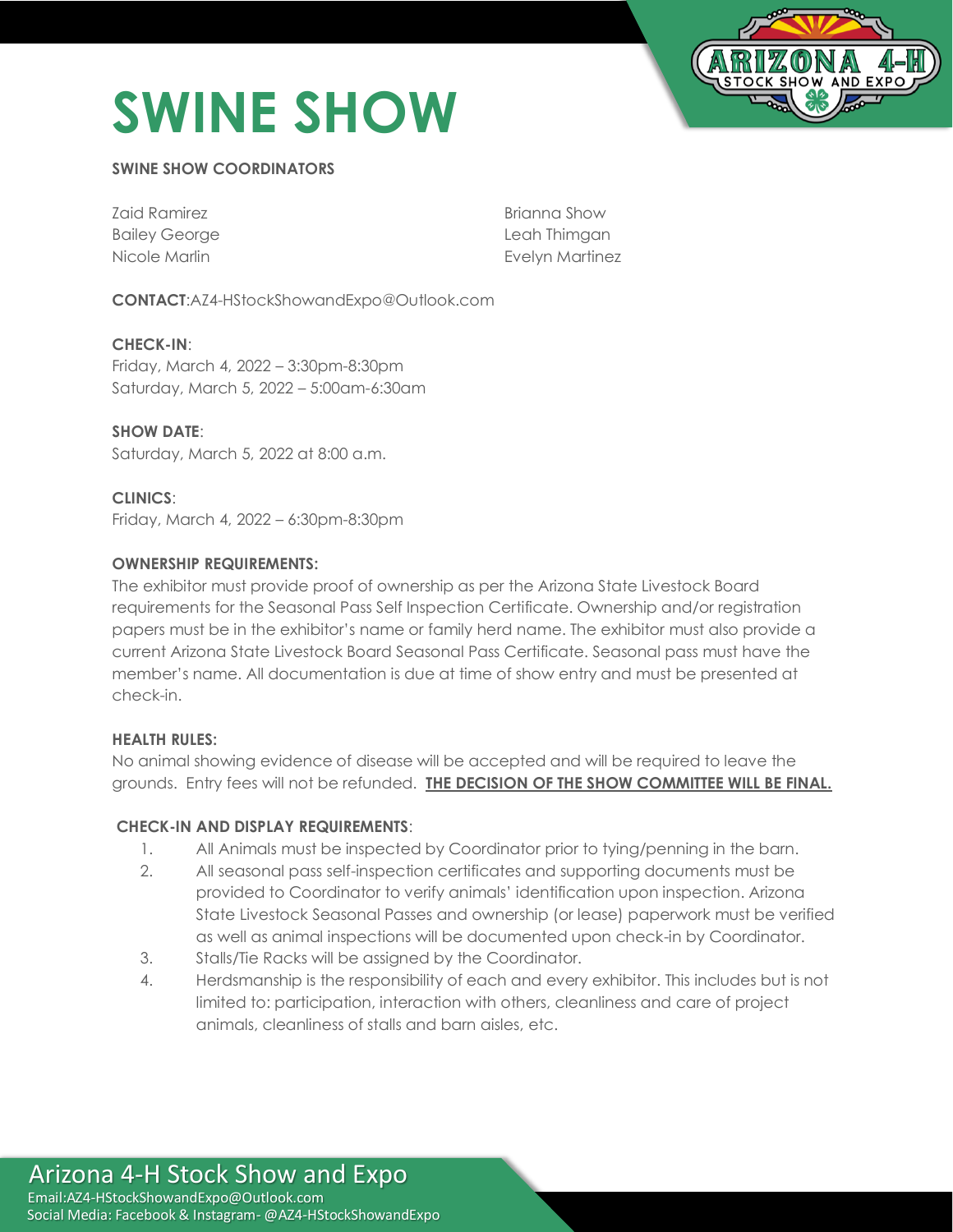# SWINE SHOW

**SWINE SHOW COORDINATORS**

Zaid Ramirez
Bailey George
Nicole Marlin
Brianna Show
Leah Thimgan
Evelyn Martinez

**CONTACT**:AZ4-HStockShowandExpo@Outlook.com

**CHECK-IN**:
Friday, March 4, 2022 – 3:30pm-8:30pm
Saturday, March 5, 2022 – 5:00am-6:30am

**SHOW DATE**:
Saturday, March 5, 2022 at 8:00 a.m.

**CLINICS**:
Friday, March 4, 2022 – 6:30pm-8:30pm

**OWNERSHIP REQUIREMENTS:**
The exhibitor must provide proof of ownership as per the Arizona State Livestock Board requirements for the Seasonal Pass Self Inspection Certificate. Ownership and/or registration papers must be in the exhibitor's name or family herd name. The exhibitor must also provide a current Arizona State Livestock Board Seasonal Pass Certificate. Seasonal pass must have the member's name. All documentation is due at time of show entry and must be presented at check-in.

**HEALTH RULES:**
No animal showing evidence of disease will be accepted and will be required to leave the grounds. Entry fees will not be refunded. **THE DECISION OF THE SHOW COMMITTEE WILL BE FINAL.**

**CHECK-IN AND DISPLAY REQUIREMENTS**:
1. All Animals must be inspected by Coordinator prior to tying/penning in the barn.
2. All seasonal pass self-inspection certificates and supporting documents must be provided to Coordinator to verify animals' identification upon inspection. Arizona State Livestock Seasonal Passes and ownership (or lease) paperwork must be verified as well as animal inspections will be documented upon check-in by Coordinator.
3. Stalls/Tie Racks will be assigned by the Coordinator.
4. Herdsmanship is the responsibility of each and every exhibitor. This includes but is not limited to: participation, interaction with others, cleanliness and care of project animals, cleanliness of stalls and barn aisles, etc.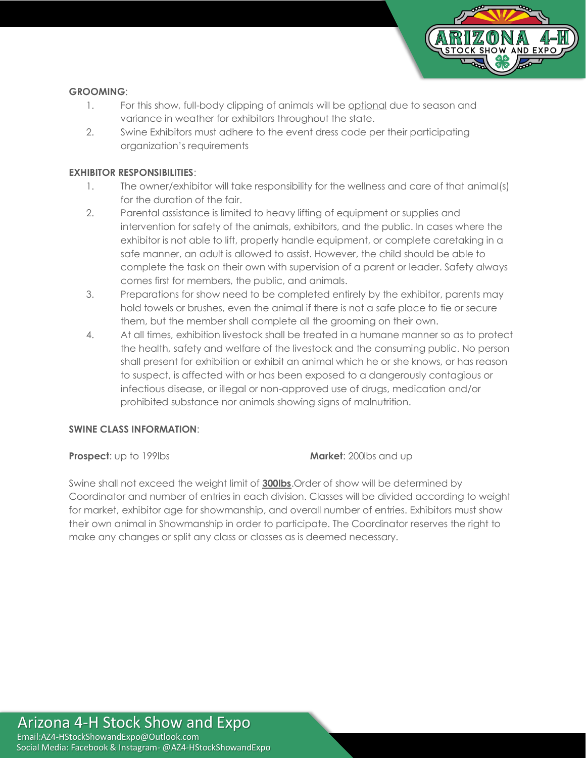**GROOMING**:

1. For this show, full-body clipping of animals will be optional due to season and variance in weather for exhibitors throughout the state.
2. Swine Exhibitors must adhere to the event dress code per their participating organization's requirements

**EXHIBITOR RESPONSIBILITIES**:

1. The owner/exhibitor will take responsibility for the wellness and care of that animal(s) for the duration of the fair.
2. Parental assistance is limited to heavy lifting of equipment or supplies and intervention for safety of the animals, exhibitors, and the public. In cases where the exhibitor is not able to lift, properly handle equipment, or complete caretaking in a safe manner, an adult is allowed to assist. However, the child should be able to complete the task on their own with supervision of a parent or leader. Safety always comes first for members, the public, and animals.
3. Preparations for show need to be completed entirely by the exhibitor, parents may hold towels or brushes, even the animal if there is not a safe place to tie or secure them, but the member shall complete all the grooming on their own.
4. At all times, exhibition livestock shall be treated in a humane manner so as to protect the health, safety and welfare of the livestock and the consuming public. No person shall present for exhibition or exhibit an animal which he or she knows, or has reason to suspect, is affected with or has been exposed to a dangerously contagious or infectious disease, or illegal or non-approved use of drugs, medication and/or prohibited substance nor animals showing signs of malnutrition.

**SWINE CLASS INFORMATION**:

**Prospect**: up to 199lbs

**Market**: 200lbs and up

Swine shall not exceed the weight limit of **300lbs**.Order of show will be determined by Coordinator and number of entries in each division. Classes will be divided according to weight for market, exhibitor age for showmanship, and overall number of entries. Exhibitors must show their own animal in Showmanship in order to participate. The Coordinator reserves the right to make any changes or split any class or classes as is deemed necessary.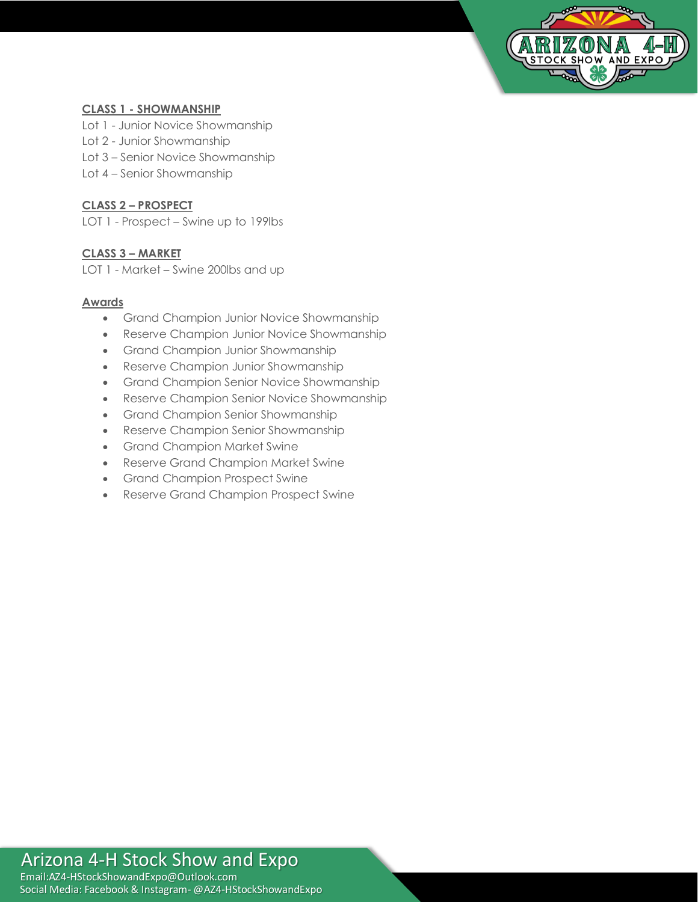**CLASS 1 - SHOWMANSHIP**

Lot 1 - Junior Novice Showmanship
Lot 2 - Junior Showmanship
Lot 3 – Senior Novice Showmanship
Lot 4 – Senior Showmanship

**CLASS 2 – PROSPECT**

LOT 1 - Prospect – Swine up to 199lbs

**CLASS 3 – MARKET**

LOT 1 - Market – Swine 200lbs and up

**Awards**

- Grand Champion Junior Novice Showmanship
- Reserve Champion Junior Novice Showmanship
- Grand Champion Junior Showmanship
- Reserve Champion Junior Showmanship
- Grand Champion Senior Novice Showmanship
- Reserve Champion Senior Novice Showmanship
- Grand Champion Senior Showmanship
- Reserve Champion Senior Showmanship
- Grand Champion Market Swine
- Reserve Grand Champion Market Swine
- Grand Champion Prospect Swine
- Reserve Grand Champion Prospect Swine